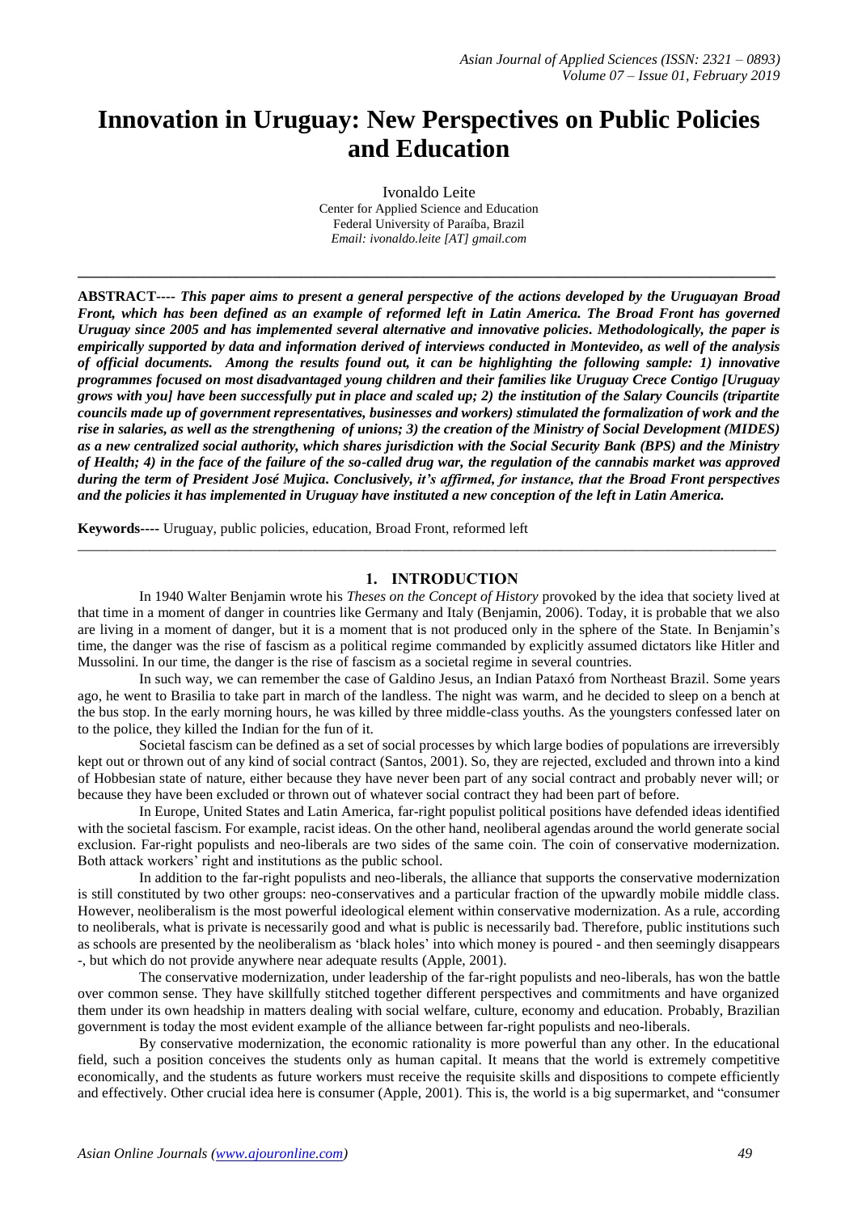# Innovation in Uruguay: New Perspectives on Public Policies and Education

Ivonaldo Leite
Center for Applied Science and Education
Federal University of Paraíba, Brazil
*Email: ivonaldo.leite [AT] gmail.com*

---

**ABSTRACT----** ***This paper aims to present a general perspective of the actions developed by the Uruguayan Broad Front, which has been defined as an example of reformed left in Latin America. The Broad Front has governed Uruguay since 2005 and has implemented several alternative and innovative policies. Methodologically, the paper is empirically supported by data and information derived of interviews conducted in Montevideo, as well of the analysis of official documents. Among the results found out, it can be highlighting the following sample: 1) innovative programmes focused on most disadvantaged young children and their families like Uruguay Crece Contigo [Uruguay grows with you] have been successfully put in place and scaled up; 2) the institution of the Salary Councils (tripartite councils made up of government representatives, businesses and workers) stimulated the formalization of work and the rise in salaries, as well as the strengthening of unions; 3) the creation of the Ministry of Social Development (MIDES) as a new centralized social authority, which shares jurisdiction with the Social Security Bank (BPS) and the Ministry of Health; 4) in the face of the failure of the so-called drug war, the regulation of the cannabis market was approved during the term of President José Mujica. Conclusively, it's affirmed, for instance, that the Broad Front perspectives and the policies it has implemented in Uruguay have instituted a new conception of the left in Latin America.***

**Keywords----** Uruguay, public policies, education, Broad Front, reformed left

---

## 1. INTRODUCTION

In 1940 Walter Benjamin wrote his *Theses on the Concept of History* provoked by the idea that society lived at that time in a moment of danger in countries like Germany and Italy (Benjamin, 2006). Today, it is probable that we also are living in a moment of danger, but it is a moment that is not produced only in the sphere of the State. In Benjamin's time, the danger was the rise of fascism as a political regime commanded by explicitly assumed dictators like Hitler and Mussolini. In our time, the danger is the rise of fascism as a societal regime in several countries.

In such way, we can remember the case of Galdino Jesus, an Indian Pataxó from Northeast Brazil. Some years ago, he went to Brasilia to take part in march of the landless. The night was warm, and he decided to sleep on a bench at the bus stop. In the early morning hours, he was killed by three middle-class youths. As the youngsters confessed later on to the police, they killed the Indian for the fun of it.

Societal fascism can be defined as a set of social processes by which large bodies of populations are irreversibly kept out or thrown out of any kind of social contract (Santos, 2001). So, they are rejected, excluded and thrown into a kind of Hobbesian state of nature, either because they have never been part of any social contract and probably never will; or because they have been excluded or thrown out of whatever social contract they had been part of before.

In Europe, United States and Latin America, far-right populist political positions have defended ideas identified with the societal fascism. For example, racist ideas. On the other hand, neoliberal agendas around the world generate social exclusion. Far-right populists and neo-liberals are two sides of the same coin. The coin of conservative modernization. Both attack workers' right and institutions as the public school.

In addition to the far-right populists and neo-liberals, the alliance that supports the conservative modernization is still constituted by two other groups: neo-conservatives and a particular fraction of the upwardly mobile middle class. However, neoliberalism is the most powerful ideological element within conservative modernization. As a rule, according to neoliberals, what is private is necessarily good and what is public is necessarily bad. Therefore, public institutions such as schools are presented by the neoliberalism as 'black holes' into which money is poured - and then seemingly disappears -, but which do not provide anywhere near adequate results (Apple, 2001).

The conservative modernization, under leadership of the far-right populists and neo-liberals, has won the battle over common sense. They have skillfully stitched together different perspectives and commitments and have organized them under its own headship in matters dealing with social welfare, culture, economy and education. Probably, Brazilian government is today the most evident example of the alliance between far-right populists and neo-liberals.

By conservative modernization, the economic rationality is more powerful than any other. In the educational field, such a position conceives the students only as human capital. It means that the world is extremely competitive economically, and the students as future workers must receive the requisite skills and dispositions to compete efficiently and effectively. Other crucial idea here is consumer (Apple, 2001). This is, the world is a big supermarket, and "consumer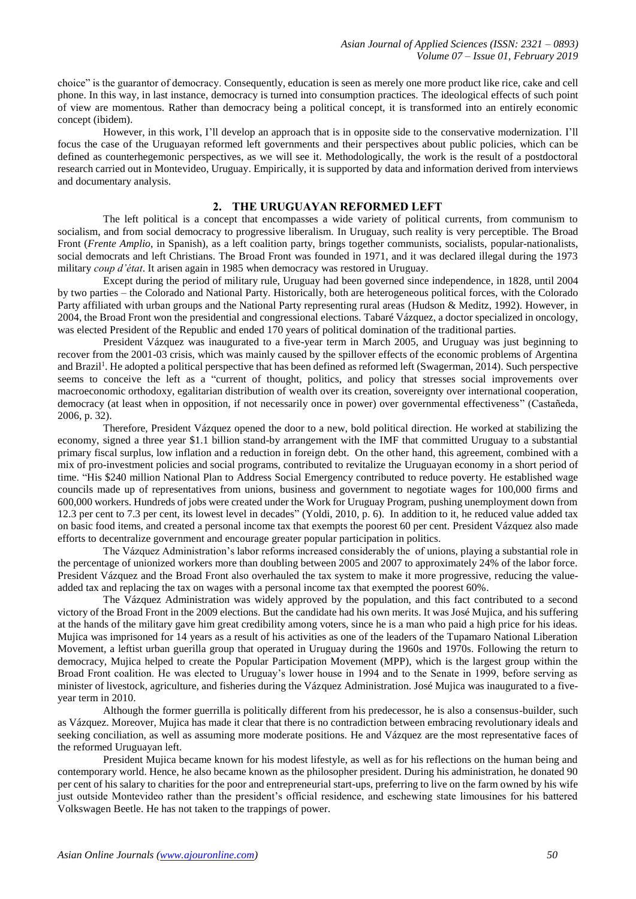choice" is the guarantor of democracy. Consequently, education is seen as merely one more product like rice, cake and cell phone. In this way, in last instance, democracy is turned into consumption practices. The ideological effects of such point of view are momentous. Rather than democracy being a political concept, it is transformed into an entirely economic concept (ibidem).

However, in this work, I'll develop an approach that is in opposite side to the conservative modernization. I'll focus the case of the Uruguayan reformed left governments and their perspectives about public policies, which can be defined as counterhegemonic perspectives, as we will see it. Methodologically, the work is the result of a postdoctoral research carried out in Montevideo, Uruguay. Empirically, it is supported by data and information derived from interviews and documentary analysis.

## 2. THE URUGUAYAN REFORMED LEFT

The left political is a concept that encompasses a wide variety of political currents, from communism to socialism, and from social democracy to progressive liberalism. In Uruguay, such reality is very perceptible. The Broad Front (*Frente Amplio*, in Spanish), as a left coalition party, brings together communists, socialists, popular-nationalists, social democrats and left Christians. The Broad Front was founded in 1971, and it was declared illegal during the 1973 military *coup d'état*. It arisen again in 1985 when democracy was restored in Uruguay.

Except during the period of military rule, Uruguay had been governed since independence, in 1828, until 2004 by two parties – the Colorado and National Party. Historically, both are heterogeneous political forces, with the Colorado Party affiliated with urban groups and the National Party representing rural areas (Hudson & Meditz, 1992). However, in 2004, the Broad Front won the presidential and congressional elections. Tabaré Vázquez, a doctor specialized in oncology, was elected President of the Republic and ended 170 years of political domination of the traditional parties.

President Vázquez was inaugurated to a five-year term in March 2005, and Uruguay was just beginning to recover from the 2001-03 crisis, which was mainly caused by the spillover effects of the economic problems of Argentina and Brazil[1]. He adopted a political perspective that has been defined as reformed left (Swagerman, 2014). Such perspective seems to conceive the left as a "current of thought, politics, and policy that stresses social improvements over macroeconomic orthodoxy, egalitarian distribution of wealth over its creation, sovereignty over international cooperation, democracy (at least when in opposition, if not necessarily once in power) over governmental effectiveness" (Castañeda, 2006, p. 32).

Therefore, President Vázquez opened the door to a new, bold political direction. He worked at stabilizing the economy, signed a three year $1.1 billion stand-by arrangement with the IMF that committed Uruguay to a substantial primary fiscal surplus, low inflation and a reduction in foreign debt. On the other hand, this agreement, combined with a mix of pro-investment policies and social programs, contributed to revitalize the Uruguayan economy in a short period of time. "His $240 million National Plan to Address Social Emergency contributed to reduce poverty. He established wage councils made up of representatives from unions, business and government to negotiate wages for 100,000 firms and 600,000 workers. Hundreds of jobs were created under the Work for Uruguay Program, pushing unemployment down from 12.3 per cent to 7.3 per cent, its lowest level in decades" (Yoldi, 2010, p. 6). In addition to it, he reduced value added tax on basic food items, and created a personal income tax that exempts the poorest 60 per cent. President Vázquez also made efforts to decentralize government and encourage greater popular participation in politics.

The Vázquez Administration's labor reforms increased considerably the of unions, playing a substantial role in the percentage of unionized workers more than doubling between 2005 and 2007 to approximately 24% of the labor force. President Vázquez and the Broad Front also overhauled the tax system to make it more progressive, reducing the value-added tax and replacing the tax on wages with a personal income tax that exempted the poorest 60%.

The Vázquez Administration was widely approved by the population, and this fact contributed to a second victory of the Broad Front in the 2009 elections. But the candidate had his own merits. It was José Mujica, and his suffering at the hands of the military gave him great credibility among voters, since he is a man who paid a high price for his ideas. Mujica was imprisoned for 14 years as a result of his activities as one of the leaders of the Tupamaro National Liberation Movement, a leftist urban guerilla group that operated in Uruguay during the 1960s and 1970s. Following the return to democracy, Mujica helped to create the Popular Participation Movement (MPP), which is the largest group within the Broad Front coalition. He was elected to Uruguay's lower house in 1994 and to the Senate in 1999, before serving as minister of livestock, agriculture, and fisheries during the Vázquez Administration. José Mujica was inaugurated to a five-year term in 2010.

Although the former guerrilla is politically different from his predecessor, he is also a consensus-builder, such as Vázquez. Moreover, Mujica has made it clear that there is no contradiction between embracing revolutionary ideals and seeking conciliation, as well as assuming more moderate positions. He and Vázquez are the most representative faces of the reformed Uruguayan left.

President Mujica became known for his modest lifestyle, as well as for his reflections on the human being and contemporary world. Hence, he also became known as the philosopher president. During his administration, he donated 90 per cent of his salary to charities for the poor and entrepreneurial start-ups, preferring to live on the farm owned by his wife just outside Montevideo rather than the president's official residence, and eschewing state limousines for his battered Volkswagen Beetle. He has not taken to the trappings of power.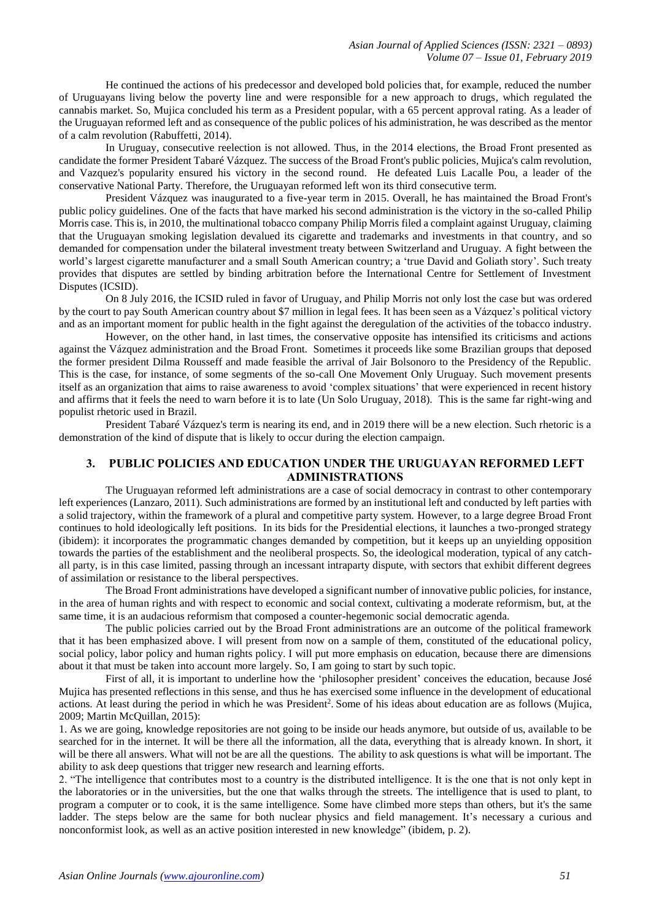He continued the actions of his predecessor and developed bold policies that, for example, reduced the number of Uruguayans living below the poverty line and were responsible for a new approach to drugs, which regulated the cannabis market. So, Mujica concluded his term as a President popular, with a 65 percent approval rating. As a leader of the Uruguayan reformed left and as consequence of the public polices of his administration, he was described as the mentor of a calm revolution (Rabuffetti, 2014).

In Uruguay, consecutive reelection is not allowed. Thus, in the 2014 elections, the Broad Front presented as candidate the former President Tabaré Vázquez. The success of the Broad Front's public policies, Mujica's calm revolution, and Vazquez's popularity ensured his victory in the second round. He defeated Luis Lacalle Pou, a leader of the conservative National Party. Therefore, the Uruguayan reformed left won its third consecutive term.

President Vázquez was inaugurated to a five-year term in 2015. Overall, he has maintained the Broad Front's public policy guidelines. One of the facts that have marked his second administration is the victory in the so-called Philip Morris case. This is, in 2010, the multinational tobacco company Philip Morris filed a complaint against Uruguay, claiming that the Uruguayan smoking legislation devalued its cigarette and trademarks and investments in that country, and so demanded for compensation under the bilateral investment treaty between Switzerland and Uruguay. A fight between the world's largest cigarette manufacturer and a small South American country; a 'true David and Goliath story'. Such treaty provides that disputes are settled by binding arbitration before the International Centre for Settlement of Investment Disputes (ICSID).

On 8 July 2016, the ICSID ruled in favor of Uruguay, and Philip Morris not only lost the case but was ordered by the court to pay South American country about $7 million in legal fees. It has been seen as a Vázquez's political victory and as an important moment for public health in the fight against the deregulation of the activities of the tobacco industry.

However, on the other hand, in last times, the conservative opposite has intensified its criticisms and actions against the Vázquez administration and the Broad Front. Sometimes it proceeds like some Brazilian groups that deposed the former president Dilma Rousseff and made feasible the arrival of Jair Bolsonoro to the Presidency of the Republic. This is the case, for instance, of some segments of the so-call One Movement Only Uruguay. Such movement presents itself as an organization that aims to raise awareness to avoid 'complex situations' that were experienced in recent history and affirms that it feels the need to warn before it is to late (Un Solo Uruguay, 2018). This is the same far right-wing and populist rhetoric used in Brazil.

President Tabaré Vázquez's term is nearing its end, and in 2019 there will be a new election. Such rhetoric is a demonstration of the kind of dispute that is likely to occur during the election campaign.

## 3. PUBLIC POLICIES AND EDUCATION UNDER THE URUGUAYAN REFORMED LEFT ADMINISTRATIONS

The Uruguayan reformed left administrations are a case of social democracy in contrast to other contemporary left experiences (Lanzaro, 2011). Such administrations are formed by an institutional left and conducted by left parties with a solid trajectory, within the framework of a plural and competitive party system. However, to a large degree Broad Front continues to hold ideologically left positions. In its bids for the Presidential elections, it launches a two-pronged strategy (ibidem): it incorporates the programmatic changes demanded by competition, but it keeps up an unyielding opposition towards the parties of the establishment and the neoliberal prospects. So, the ideological moderation, typical of any catch-all party, is in this case limited, passing through an incessant intraparty dispute, with sectors that exhibit different degrees of assimilation or resistance to the liberal perspectives.

The Broad Front administrations have developed a significant number of innovative public policies, for instance, in the area of human rights and with respect to economic and social context, cultivating a moderate reformism, but, at the same time, it is an audacious reformism that composed a counter-hegemonic social democratic agenda.

The public policies carried out by the Broad Front administrations are an outcome of the political framework that it has been emphasized above. I will present from now on a sample of them, constituted of the educational policy, social policy, labor policy and human rights policy. I will put more emphasis on education, because there are dimensions about it that must be taken into account more largely. So, I am going to start by such topic.

First of all, it is important to underline how the 'philosopher president' conceives the education, because José Mujica has presented reflections in this sense, and thus he has exercised some influence in the development of educational actions. At least during the period in which he was President[2]. Some of his ideas about education are as follows (Mujica, 2009; Martin McQuillan, 2015):

1. As we are going, knowledge repositories are not going to be inside our heads anymore, but outside of us, available to be searched for in the internet. It will be there all the information, all the data, everything that is already known. In short, it will be there all answers. What will not be are all the questions. The ability to ask questions is what will be important. The ability to ask deep questions that trigger new research and learning efforts.

2. "The intelligence that contributes most to a country is the distributed intelligence. It is the one that is not only kept in the laboratories or in the universities, but the one that walks through the streets. The intelligence that is used to plant, to program a computer or to cook, it is the same intelligence. Some have climbed more steps than others, but it's the same ladder. The steps below are the same for both nuclear physics and field management. It's necessary a curious and nonconformist look, as well as an active position interested in new knowledge" (ibidem, p. 2).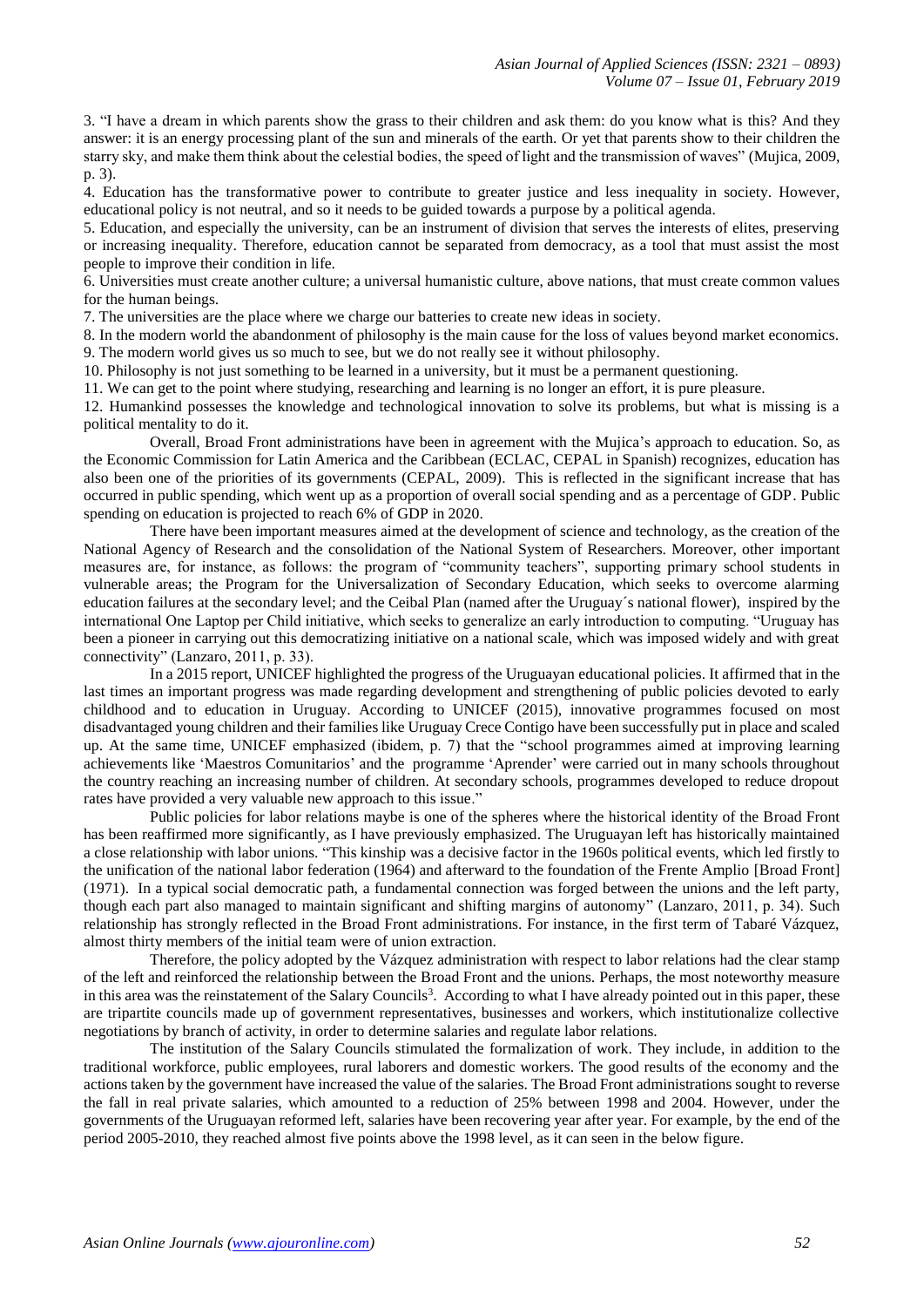3. "I have a dream in which parents show the grass to their children and ask them: do you know what is this? And they answer: it is an energy processing plant of the sun and minerals of the earth. Or yet that parents show to their children the starry sky, and make them think about the celestial bodies, the speed of light and the transmission of waves" (Mujica, 2009, p. 3).

4. Education has the transformative power to contribute to greater justice and less inequality in society. However, educational policy is not neutral, and so it needs to be guided towards a purpose by a political agenda.

5. Education, and especially the university, can be an instrument of division that serves the interests of elites, preserving or increasing inequality. Therefore, education cannot be separated from democracy, as a tool that must assist the most people to improve their condition in life.

6. Universities must create another culture; a universal humanistic culture, above nations, that must create common values for the human beings.

7. The universities are the place where we charge our batteries to create new ideas in society.

8. In the modern world the abandonment of philosophy is the main cause for the loss of values beyond market economics.

9. The modern world gives us so much to see, but we do not really see it without philosophy.

10. Philosophy is not just something to be learned in a university, but it must be a permanent questioning.

11. We can get to the point where studying, researching and learning is no longer an effort, it is pure pleasure.

12. Humankind possesses the knowledge and technological innovation to solve its problems, but what is missing is a political mentality to do it.

Overall, Broad Front administrations have been in agreement with the Mujica's approach to education. So, as the Economic Commission for Latin America and the Caribbean (ECLAC, CEPAL in Spanish) recognizes, education has also been one of the priorities of its governments (CEPAL, 2009). This is reflected in the significant increase that has occurred in public spending, which went up as a proportion of overall social spending and as a percentage of GDP. Public spending on education is projected to reach 6% of GDP in 2020.

There have been important measures aimed at the development of science and technology, as the creation of the National Agency of Research and the consolidation of the National System of Researchers. Moreover, other important measures are, for instance, as follows: the program of "community teachers", supporting primary school students in vulnerable areas; the Program for the Universalization of Secondary Education, which seeks to overcome alarming education failures at the secondary level; and the Ceibal Plan (named after the Uruguay´s national flower), inspired by the international One Laptop per Child initiative, which seeks to generalize an early introduction to computing. "Uruguay has been a pioneer in carrying out this democratizing initiative on a national scale, which was imposed widely and with great connectivity" (Lanzaro, 2011, p. 33).

In a 2015 report, UNICEF highlighted the progress of the Uruguayan educational policies. It affirmed that in the last times an important progress was made regarding development and strengthening of public policies devoted to early childhood and to education in Uruguay. According to UNICEF (2015), innovative programmes focused on most disadvantaged young children and their families like Uruguay Crece Contigo have been successfully put in place and scaled up. At the same time, UNICEF emphasized (ibidem, p. 7) that the "school programmes aimed at improving learning achievements like 'Maestros Comunitarios' and the programme 'Aprender' were carried out in many schools throughout the country reaching an increasing number of children. At secondary schools, programmes developed to reduce dropout rates have provided a very valuable new approach to this issue."

Public policies for labor relations maybe is one of the spheres where the historical identity of the Broad Front has been reaffirmed more significantly, as I have previously emphasized. The Uruguayan left has historically maintained a close relationship with labor unions. "This kinship was a decisive factor in the 1960s political events, which led firstly to the unification of the national labor federation (1964) and afterward to the foundation of the Frente Amplio [Broad Front] (1971). In a typical social democratic path, a fundamental connection was forged between the unions and the left party, though each part also managed to maintain significant and shifting margins of autonomy" (Lanzaro, 2011, p. 34). Such relationship has strongly reflected in the Broad Front administrations. For instance, in the first term of Tabaré Vázquez, almost thirty members of the initial team were of union extraction.

Therefore, the policy adopted by the Vázquez administration with respect to labor relations had the clear stamp of the left and reinforced the relationship between the Broad Front and the unions. Perhaps, the most noteworthy measure in this area was the reinstatement of the Salary Councils[3]. According to what I have already pointed out in this paper, these are tripartite councils made up of government representatives, businesses and workers, which institutionalize collective negotiations by branch of activity, in order to determine salaries and regulate labor relations.

The institution of the Salary Councils stimulated the formalization of work. They include, in addition to the traditional workforce, public employees, rural laborers and domestic workers. The good results of the economy and the actions taken by the government have increased the value of the salaries. The Broad Front administrations sought to reverse the fall in real private salaries, which amounted to a reduction of 25% between 1998 and 2004. However, under the governments of the Uruguayan reformed left, salaries have been recovering year after year. For example, by the end of the period 2005-2010, they reached almost five points above the 1998 level, as it can seen in the below figure.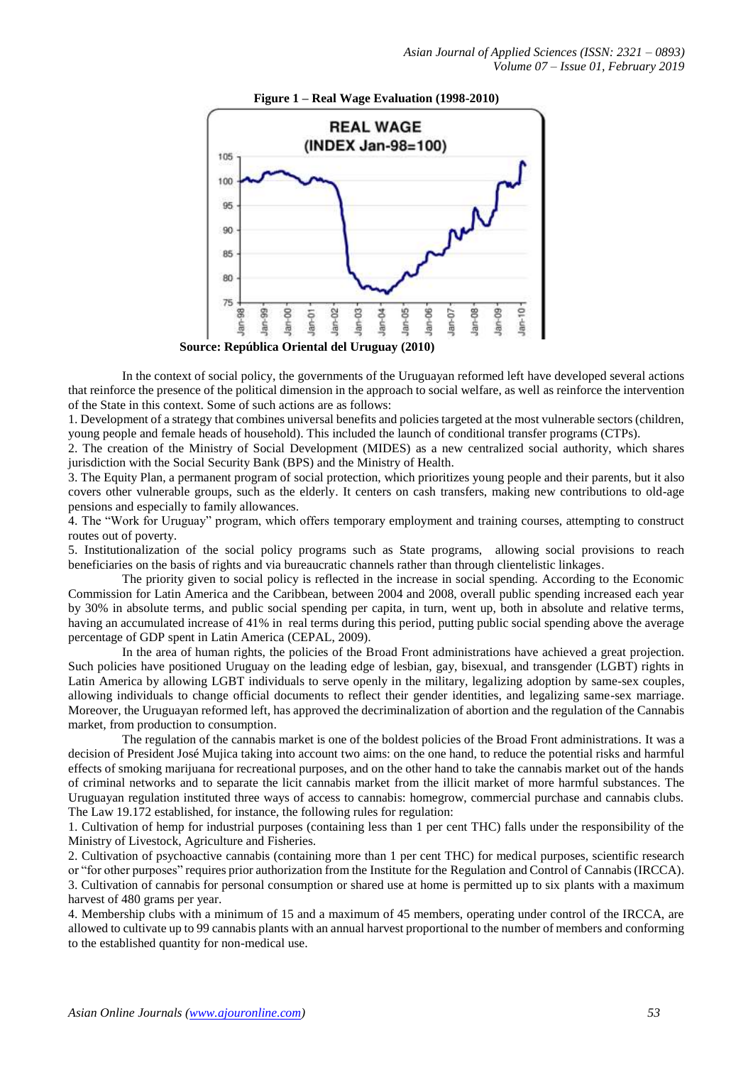**Figure 1 – Real Wage Evaluation (1998-2010)**

**Source: República Oriental del Uruguay (2010)**

In the context of social policy, the governments of the Uruguayan reformed left have developed several actions that reinforce the presence of the political dimension in the approach to social welfare, as well as reinforce the intervention of the State in this context. Some of such actions are as follows:

1. Development of a strategy that combines universal benefits and policies targeted at the most vulnerable sectors (children, young people and female heads of household). This included the launch of conditional transfer programs (CTPs).
2. The creation of the Ministry of Social Development (MIDES) as a new centralized social authority, which shares jurisdiction with the Social Security Bank (BPS) and the Ministry of Health.
3. The Equity Plan, a permanent program of social protection, which prioritizes young people and their parents, but it also covers other vulnerable groups, such as the elderly. It centers on cash transfers, making new contributions to old-age pensions and especially to family allowances.
4. The "Work for Uruguay" program, which offers temporary employment and training courses, attempting to construct routes out of poverty.
5. Institutionalization of the social policy programs such as State programs, allowing social provisions to reach beneficiaries on the basis of rights and via bureaucratic channels rather than through clientelistic linkages.

The priority given to social policy is reflected in the increase in social spending. According to the Economic Commission for Latin America and the Caribbean, between 2004 and 2008, overall public spending increased each year by 30% in absolute terms, and public social spending per capita, in turn, went up, both in absolute and relative terms, having an accumulated increase of 41% in real terms during this period, putting public social spending above the average percentage of GDP spent in Latin America (CEPAL, 2009).

In the area of human rights, the policies of the Broad Front administrations have achieved a great projection. Such policies have positioned Uruguay on the leading edge of lesbian, gay, bisexual, and transgender (LGBT) rights in Latin America by allowing LGBT individuals to serve openly in the military, legalizing adoption by same-sex couples, allowing individuals to change official documents to reflect their gender identities, and legalizing same-sex marriage. Moreover, the Uruguayan reformed left, has approved the decriminalization of abortion and the regulation of the Cannabis market, from production to consumption.

The regulation of the cannabis market is one of the boldest policies of the Broad Front administrations. It was a decision of President José Mujica taking into account two aims: on the one hand, to reduce the potential risks and harmful effects of smoking marijuana for recreational purposes, and on the other hand to take the cannabis market out of the hands of criminal networks and to separate the licit cannabis market from the illicit market of more harmful substances. The Uruguayan regulation instituted three ways of access to cannabis: homegrow, commercial purchase and cannabis clubs. The Law 19.172 established, for instance, the following rules for regulation:

1. Cultivation of hemp for industrial purposes (containing less than 1 per cent THC) falls under the responsibility of the Ministry of Livestock, Agriculture and Fisheries.
2. Cultivation of psychoactive cannabis (containing more than 1 per cent THC) for medical purposes, scientific research or "for other purposes" requires prior authorization from the Institute for the Regulation and Control of Cannabis (IRCCA).
3. Cultivation of cannabis for personal consumption or shared use at home is permitted up to six plants with a maximum harvest of 480 grams per year.
4. Membership clubs with a minimum of 15 and a maximum of 45 members, operating under control of the IRCCA, are allowed to cultivate up to 99 cannabis plants with an annual harvest proportional to the number of members and conforming to the established quantity for non-medical use.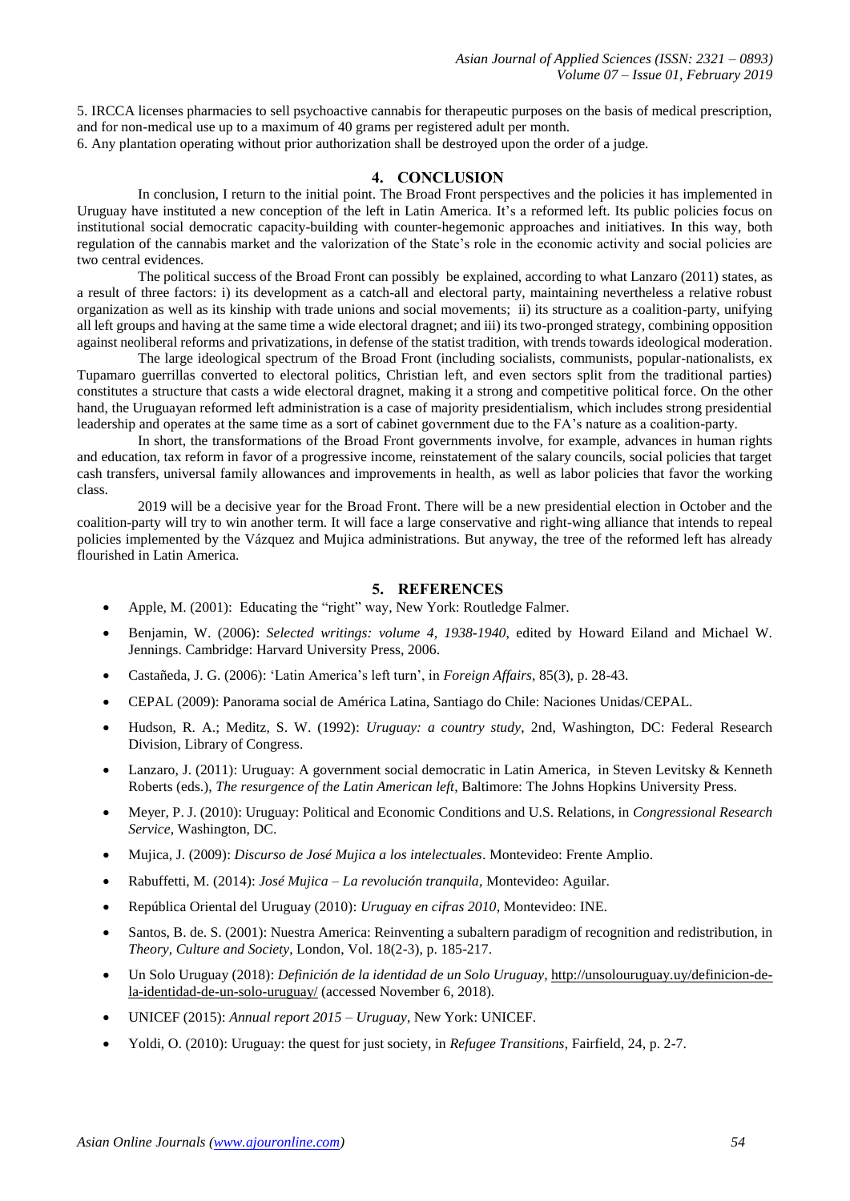5. IRCCA licenses pharmacies to sell psychoactive cannabis for therapeutic purposes on the basis of medical prescription, and for non-medical use up to a maximum of 40 grams per registered adult per month.
6. Any plantation operating without prior authorization shall be destroyed upon the order of a judge.

## 4. CONCLUSION

In conclusion, I return to the initial point. The Broad Front perspectives and the policies it has implemented in Uruguay have instituted a new conception of the left in Latin America. It's a reformed left. Its public policies focus on institutional social democratic capacity-building with counter-hegemonic approaches and initiatives. In this way, both regulation of the cannabis market and the valorization of the State's role in the economic activity and social policies are two central evidences.

The political success of the Broad Front can possibly be explained, according to what Lanzaro (2011) states, as a result of three factors: i) its development as a catch-all and electoral party, maintaining nevertheless a relative robust organization as well as its kinship with trade unions and social movements; ii) its structure as a coalition-party, unifying all left groups and having at the same time a wide electoral dragnet; and iii) its two-pronged strategy, combining opposition against neoliberal reforms and privatizations, in defense of the statist tradition, with trends towards ideological moderation.

The large ideological spectrum of the Broad Front (including socialists, communists, popular-nationalists, ex Tupamaro guerrillas converted to electoral politics, Christian left, and even sectors split from the traditional parties) constitutes a structure that casts a wide electoral dragnet, making it a strong and competitive political force. On the other hand, the Uruguayan reformed left administration is a case of majority presidentialism, which includes strong presidential leadership and operates at the same time as a sort of cabinet government due to the FA's nature as a coalition-party.

In short, the transformations of the Broad Front governments involve, for example, advances in human rights and education, tax reform in favor of a progressive income, reinstatement of the salary councils, social policies that target cash transfers, universal family allowances and improvements in health, as well as labor policies that favor the working class.

2019 will be a decisive year for the Broad Front. There will be a new presidential election in October and the coalition-party will try to win another term. It will face a large conservative and right-wing alliance that intends to repeal policies implemented by the Vázquez and Mujica administrations. But anyway, the tree of the reformed left has already flourished in Latin America.

## 5. REFERENCES

- Apple, M. (2001): Educating the "right" way, New York: Routledge Falmer.
- Benjamin, W. (2006): *Selected writings: volume 4, 1938-1940*, edited by Howard Eiland and Michael W. Jennings. Cambridge: Harvard University Press, 2006.
- Castañeda, J. G. (2006): 'Latin America's left turn', in *Foreign Affairs*, 85(3), p. 28-43.
- CEPAL (2009): Panorama social de América Latina, Santiago do Chile: Naciones Unidas/CEPAL.
- Hudson, R. A.; Meditz, S. W. (1992): *Uruguay: a country study*, 2nd, Washington, DC: Federal Research Division, Library of Congress.
- Lanzaro, J. (2011): Uruguay: A government social democratic in Latin America, in Steven Levitsky & Kenneth Roberts (eds.), *The resurgence of the Latin American left*, Baltimore: The Johns Hopkins University Press.
- Meyer, P. J. (2010): Uruguay: Political and Economic Conditions and U.S. Relations, in *Congressional Research Service*, Washington, DC.
- Mujica, J. (2009): *Discurso de José Mujica a los intelectuales*. Montevideo: Frente Amplio.
- Rabuffetti, M. (2014): *José Mujica – La revolución tranquila*, Montevideo: Aguilar.
- República Oriental del Uruguay (2010): *Uruguay en cifras 2010*, Montevideo: INE.
- Santos, B. de. S. (2001): Nuestra America: Reinventing a subaltern paradigm of recognition and redistribution, in *Theory, Culture and Society*, London, Vol. 18(2-3), p. 185-217.
- Un Solo Uruguay (2018): *Definición de la identidad de un Solo Uruguay*, http://unsolouruguay.uy/definicion-de-la-identidad-de-un-solo-uruguay/ (accessed November 6, 2018).
- UNICEF (2015): *Annual report 2015 – Uruguay*, New York: UNICEF.
- Yoldi, O. (2010): Uruguay: the quest for just society, in *Refugee Transitions*, Fairfield, 24, p. 2-7.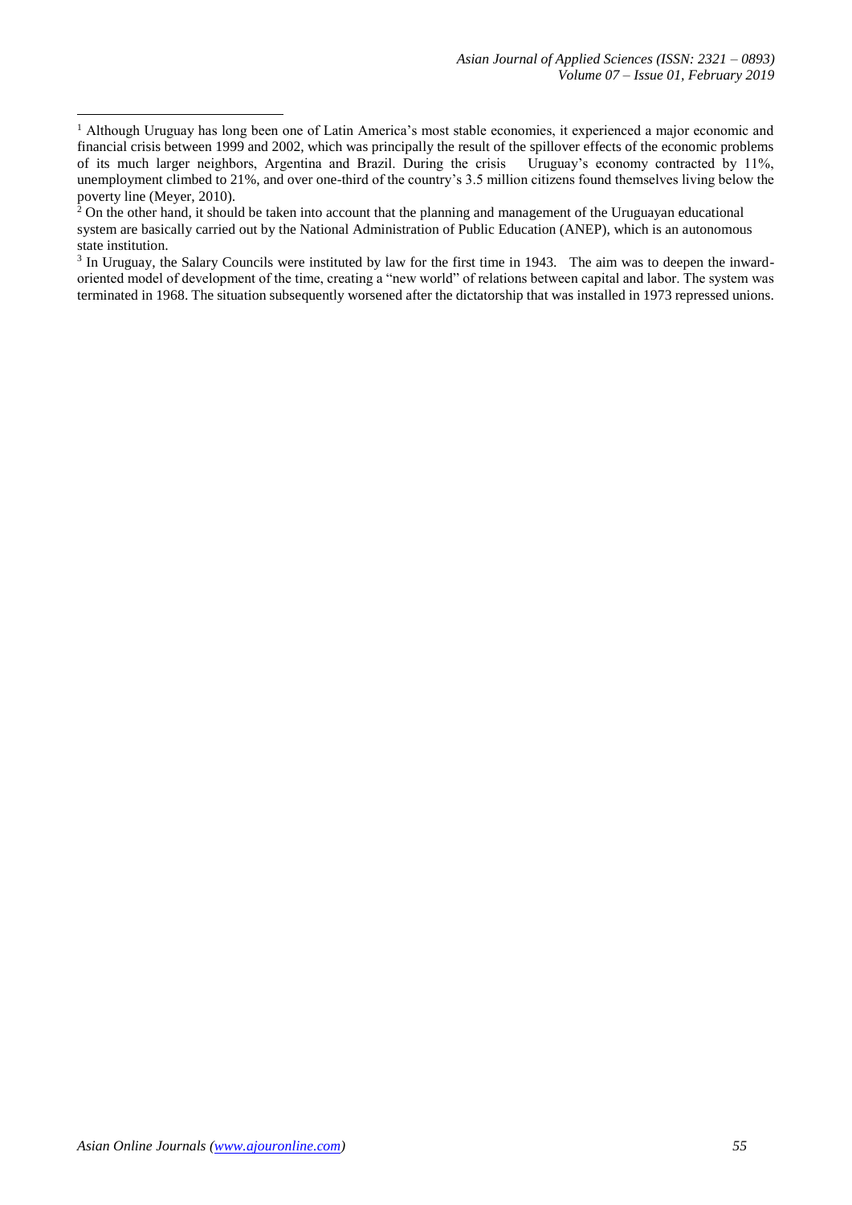[1] Although Uruguay has long been one of Latin America's most stable economies, it experienced a major economic and financial crisis between 1999 and 2002, which was principally the result of the spillover effects of the economic problems of its much larger neighbors, Argentina and Brazil. During the crisis Uruguay's economy contracted by 11%, unemployment climbed to 21%, and over one-third of the country's 3.5 million citizens found themselves living below the poverty line (Meyer, 2010).

[2] On the other hand, it should be taken into account that the planning and management of the Uruguayan educational system are basically carried out by the National Administration of Public Education (ANEP), which is an autonomous state institution.

[3] In Uruguay, the Salary Councils were instituted by law for the first time in 1943. The aim was to deepen the inward-oriented model of development of the time, creating a "new world" of relations between capital and labor. The system was terminated in 1968. The situation subsequently worsened after the dictatorship that was installed in 1973 repressed unions.